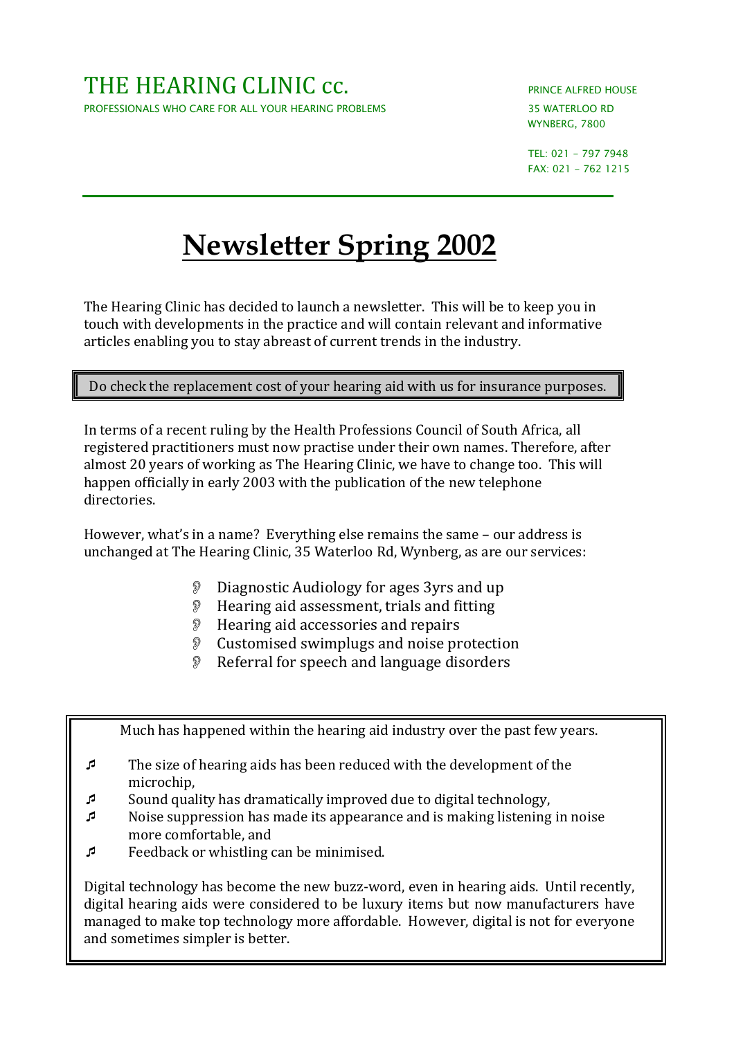THE HEARING CLINIC cc.

PROFESSIONALS WHO CARE FOR ALL YOUR HEARING PROBLEMS

PRINCE ALFRED HOUSE
35 WATERLOO RD
WYNBERG, 7800

TEL: 021 - 797 7948
FAX: 021 - 762 1215

# Newsletter Spring 2002

The Hearing Clinic has decided to launch a newsletter. This will be to keep you in touch with developments in the practice and will contain relevant and informative articles enabling you to stay abreast of current trends in the industry.

> Do check the replacement cost of your hearing aid with us for insurance purposes.

In terms of a recent ruling by the Health Professions Council of South Africa, all registered practitioners must now practise under their own names. Therefore, after almost 20 years of working as The Hearing Clinic, we have to change too. This will happen officially in early 2003 with the publication of the new telephone directories.

However, what's in a name? Everything else remains the same – our address is unchanged at The Hearing Clinic, 35 Waterloo Rd, Wynberg, as are our services:

- Diagnostic Audiology for ages 3yrs and up
- Hearing aid assessment, trials and fitting
- Hearing aid accessories and repairs
- Customised swimplugs and noise protection
- Referral for speech and language disorders

Much has happened within the hearing aid industry over the past few years.

- The size of hearing aids has been reduced with the development of the microchip,
- Sound quality has dramatically improved due to digital technology,
- Noise suppression has made its appearance and is making listening in noise more comfortable, and
- Feedback or whistling can be minimised.

Digital technology has become the new buzz-word, even in hearing aids. Until recently, digital hearing aids were considered to be luxury items but now manufacturers have managed to make top technology more affordable. However, digital is not for everyone and sometimes simpler is better.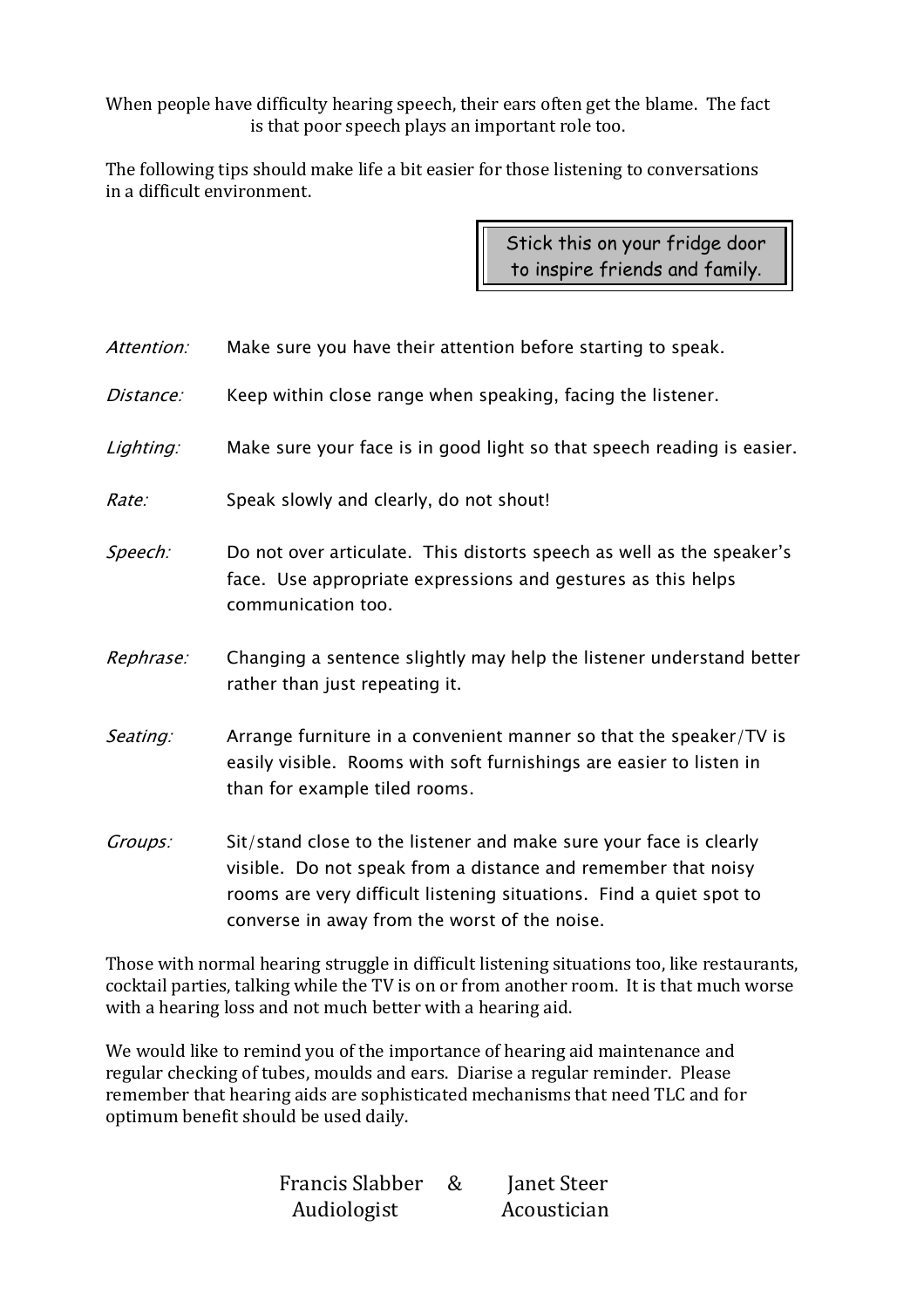When people have difficulty hearing speech, their ears often get the blame. The fact is that poor speech plays an important role too.

The following tips should make life a bit easier for those listening to conversations in a difficult environment.

> Stick this on your fridge door to inspire friends and family.

*Attention:* Make sure you have their attention before starting to speak.

*Distance:* Keep within close range when speaking, facing the listener.

*Lighting:* Make sure your face is in good light so that speech reading is easier.

*Rate:* Speak slowly and clearly, do not shout!

*Speech:* Do not over articulate. This distorts speech as well as the speaker's face. Use appropriate expressions and gestures as this helps communication too.

*Rephrase:* Changing a sentence slightly may help the listener understand better rather than just repeating it.

*Seating:* Arrange furniture in a convenient manner so that the speaker/TV is easily visible. Rooms with soft furnishings are easier to listen in than for example tiled rooms.

*Groups:* Sit/stand close to the listener and make sure your face is clearly visible. Do not speak from a distance and remember that noisy rooms are very difficult listening situations. Find a quiet spot to converse in away from the worst of the noise.

Those with normal hearing struggle in difficult listening situations too, like restaurants, cocktail parties, talking while the TV is on or from another room. It is that much worse with a hearing loss and not much better with a hearing aid.

We would like to remind you of the importance of hearing aid maintenance and regular checking of tubes, moulds and ears. Diarise a regular reminder. Please remember that hearing aids are sophisticated mechanisms that need TLC and for optimum benefit should be used daily.

Francis Slabber & Janet Steer
Audiologist Acoustician